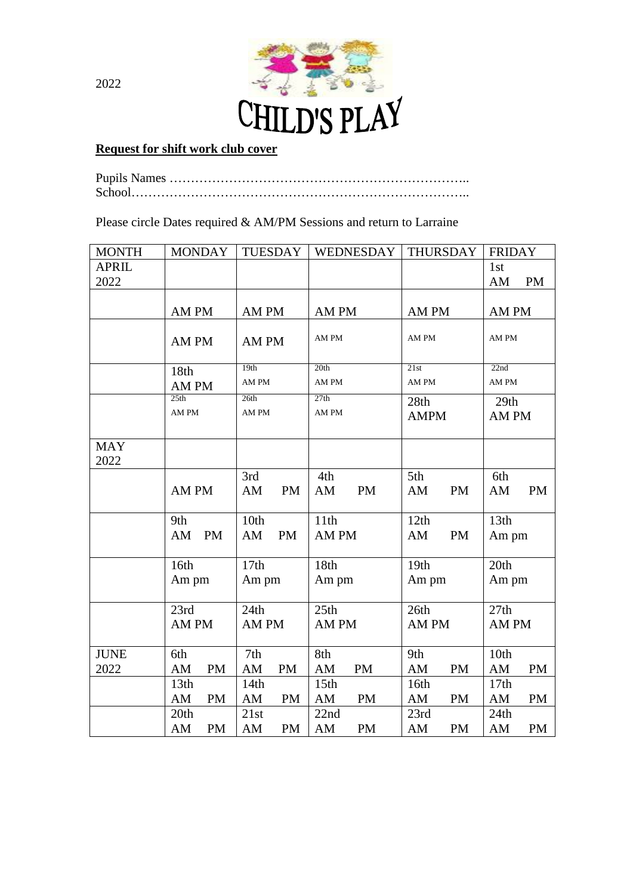2022

# CHILD'S PLAY

**Request for shift work club cover**

Pupils Names ……………………………………………………………..
School……………………………………………………………………..

Please circle Dates required & AM/PM Sessions and return to Larraine

| MONTH | MONDAY | TUESDAY | WEDNESDAY | THURSDAY | FRIDAY |
|---|---|---|---|---|---|
| APRIL 2022 | | | | | 1st AM PM |
| | AM PM | AM PM | AM PM | AM PM | AM PM |
| | AM PM | AM PM | AM PM | AM PM | AM PM |
| | 18th AM PM | 19th AM PM | 20th AM PM | 21st AM PM | 22nd AM PM |
| | 25th AM PM | 26th AM PM | 27th AM PM | 28th AMPM | 29th AM PM |
| MAY 2022 | | | | | |
| | AM PM | 3rd AM PM | 4th AM PM | 5th AM PM | 6th AM PM |
| | 9th AM PM | 10th AM PM | 11th AM PM | 12th AM PM | 13th Am pm |
| | 16th Am pm | 17th Am pm | 18th Am pm | 19th Am pm | 20th Am pm |
| | 23rd AM PM | 24th AM PM | 25th AM PM | 26th AM PM | 27th AM PM |
| JUNE 2022 | 6th AM PM | 7th AM PM | 8th AM PM | 9th AM PM | 10th AM PM |
| | 13th AM PM | 14th AM PM | 15th AM PM | 16th AM PM | 17th AM PM |
| | 20th AM PM | 21st AM PM | 22nd AM PM | 23rd AM PM | 24th AM PM |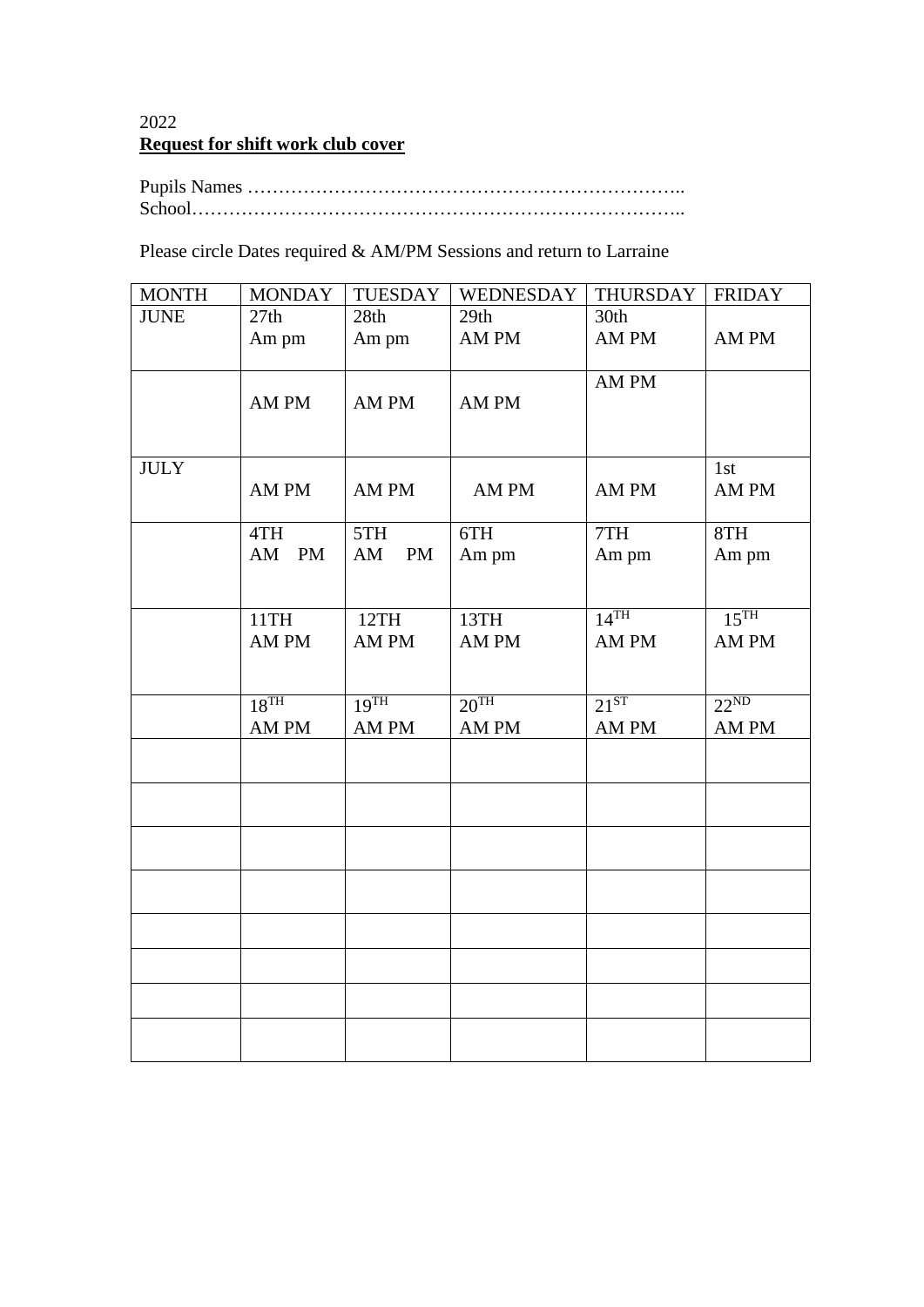2022

**Request for shift work club cover**

Pupils Names ……………………………………………………………..
School…………………………………………………………………..

Please circle Dates required & AM/PM Sessions and return to Larraine

| MONTH | MONDAY | TUESDAY | WEDNESDAY | THURSDAY | FRIDAY |
|---|---|---|---|---|---|
| JUNE | 27th Am pm | 28th Am pm | 29th AM PM | 30th AM PM | AM PM |
| | AM PM | AM PM | AM PM | AM PM | |
| JULY | AM PM | AM PM | AM PM | AM PM | 1st AM PM |
| | 4TH AM PM | 5TH AM PM | 6TH Am pm | 7TH Am pm | 8TH Am pm |
| | 11TH AM PM | 12TH AM PM | 13TH AM PM | 14TH AM PM | 15TH AM PM |
| | 18TH AM PM | 19TH AM PM | 20TH AM PM | 21ST AM PM | 22ND AM PM |
| | | | | | |
| | | | | | |
| | | | | | |
| | | | | | |
| | | | | | |
| | | | | | |
| | | | | | |
| | | | | | |